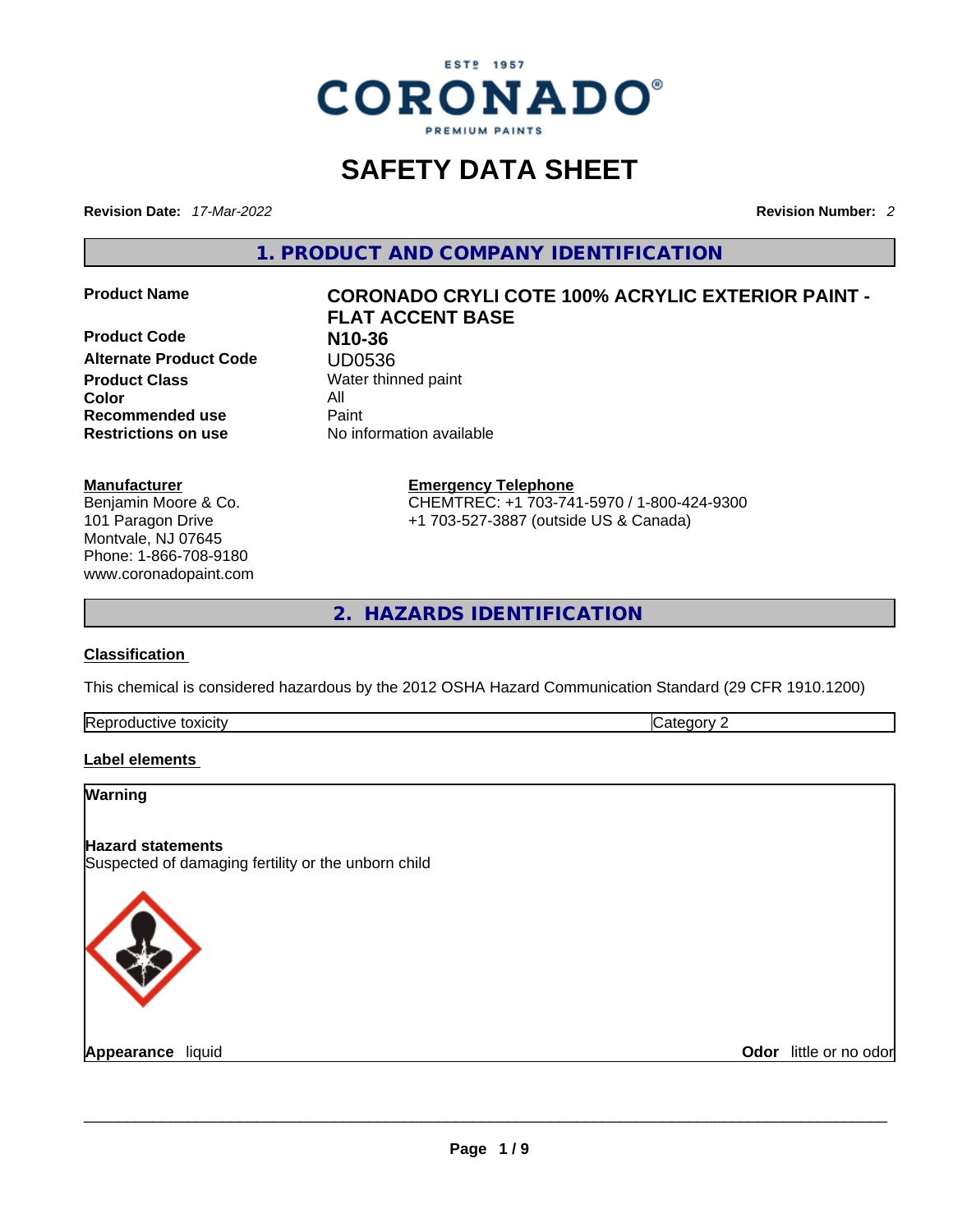ESTº 1957
CORONADO®
PREMIUM PAINTS

# SAFETY DATA SHEET

**Revision Date:** *17-Mar-2022* **Revision Number:** *2*

## 1. PRODUCT AND COMPANY IDENTIFICATION

| | |
|---|---|
| **Product Name** | **CORONADO CRYLI COTE 100% ACRYLIC EXTERIOR PAINT - FLAT ACCENT BASE** |
| **Product Code** | **N10-36** |
| **Alternate Product Code** | UD0536 |
| **Product Class** | Water thinned paint |
| **Color** | All |
| **Recommended use** | Paint |
| **Restrictions on use** | No information available |

**Manufacturer**
Benjamin Moore & Co.
101 Paragon Drive
Montvale, NJ 07645
Phone: 1-866-708-9180
www.coronadopaint.com

**Emergency Telephone**
CHEMTREC: +1 703-741-5970 / 1-800-424-9300
+1 703-527-3887 (outside US & Canada)

## 2. HAZARDS IDENTIFICATION

**Classification**

This chemical is considered hazardous by the 2012 OSHA Hazard Communication Standard (29 CFR 1910.1200)

| | |
|---|---|
| Reproductive toxicity | Category 2 |

**Label elements**

**Warning**

**Hazard statements**
Suspected of damaging fertility or the unborn child

**Appearance** liquid **Odor** little or no odor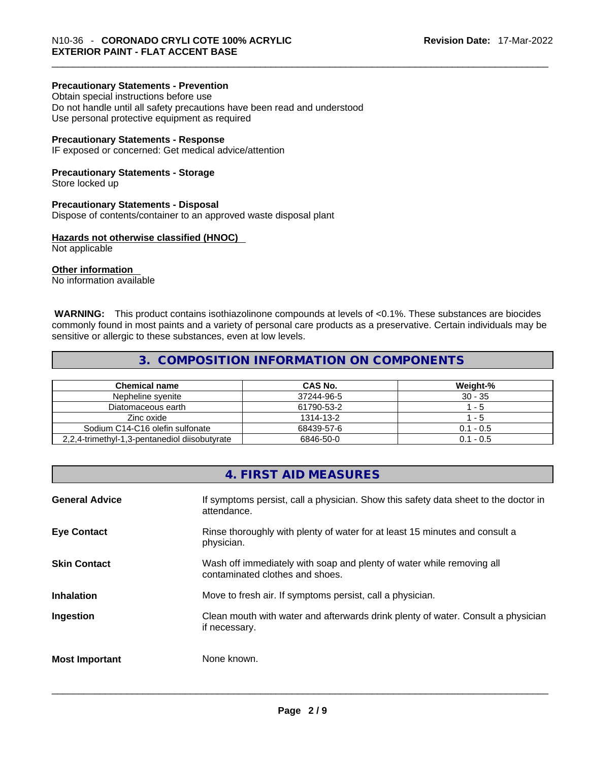**Precautionary Statements - Prevention**
Obtain special instructions before use
Do not handle until all safety precautions have been read and understood
Use personal protective equipment as required

**Precautionary Statements - Response**
IF exposed or concerned: Get medical advice/attention

**Precautionary Statements - Storage**
Store locked up

**Precautionary Statements - Disposal**
Dispose of contents/container to an approved waste disposal plant

**Hazards not otherwise classified (HNOC)**
Not applicable

**Other information**
No information available

**WARNING:** This product contains isothiazolinone compounds at levels of <0.1%. These substances are biocides commonly found in most paints and a variety of personal care products as a preservative. Certain individuals may be sensitive or allergic to these substances, even at low levels.

## 3. COMPOSITION INFORMATION ON COMPONENTS

| Chemical name | CAS No. | Weight-% |
|---|---|---|
| Nepheline syenite | 37244-96-5 | 30 - 35 |
| Diatomaceous earth | 61790-53-2 | 1 - 5 |
| Zinc oxide | 1314-13-2 | 1 - 5 |
| Sodium C14-C16 olefin sulfonate | 68439-57-6 | 0.1 - 0.5 |
| 2,2,4-trimethyl-1,3-pentanediol diisobutyrate | 6846-50-0 | 0.1 - 0.5 |

## 4. FIRST AID MEASURES

**General Advice** If symptoms persist, call a physician. Show this safety data sheet to the doctor in attendance.

**Eye Contact** Rinse thoroughly with plenty of water for at least 15 minutes and consult a physician.

**Skin Contact** Wash off immediately with soap and plenty of water while removing all contaminated clothes and shoes.

**Inhalation** Move to fresh air. If symptoms persist, call a physician.

**Ingestion** Clean mouth with water and afterwards drink plenty of water. Consult a physician if necessary.

**Most Important** None known.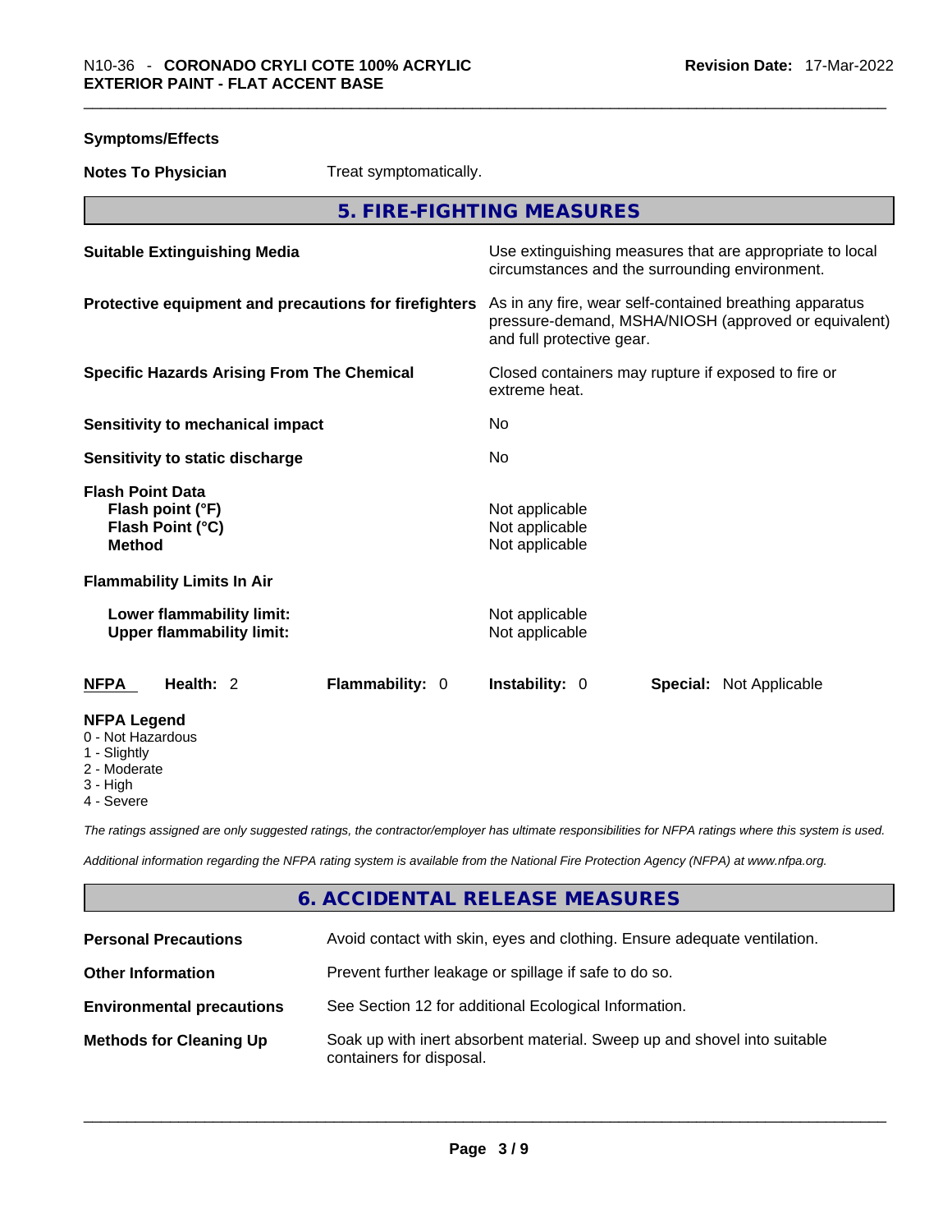**Symptoms/Effects**

**Notes To Physician** Treat symptomatically.

## 5. FIRE-FIGHTING MEASURES

| | |
|---|---|
| **Suitable Extinguishing Media** | Use extinguishing measures that are appropriate to local circumstances and the surrounding environment. |
| **Protective equipment and precautions for firefighters** | As in any fire, wear self-contained breathing apparatus pressure-demand, MSHA/NIOSH (approved or equivalent) and full protective gear. |
| **Specific Hazards Arising From The Chemical** | Closed containers may rupture if exposed to fire or extreme heat. |
| **Sensitivity to mechanical impact** | No |
| **Sensitivity to static discharge** | No |

**Flash Point Data**

| | |
|---|---|
| **Flash point (°F)** | Not applicable |
| **Flash Point (°C)** | Not applicable |
| **Method** | Not applicable |

**Flammability Limits In Air**

| | |
|---|---|
| **Lower flammability limit:** | Not applicable |
| **Upper flammability limit:** | Not applicable |

| **NFPA** | **Health:** 2 | **Flammability:** 0 | **Instability:** 0 | **Special:** Not Applicable |
|---|---|---|---|---|

**NFPA Legend**
0 - Not Hazardous
1 - Slightly
2 - Moderate
3 - High
4 - Severe

*The ratings assigned are only suggested ratings, the contractor/employer has ultimate responsibilities for NFPA ratings where this system is used.*

*Additional information regarding the NFPA rating system is available from the National Fire Protection Agency (NFPA) at www.nfpa.org.*

## 6. ACCIDENTAL RELEASE MEASURES

| | |
|---|---|
| **Personal Precautions** | Avoid contact with skin, eyes and clothing. Ensure adequate ventilation. |
| **Other Information** | Prevent further leakage or spillage if safe to do so. |
| **Environmental precautions** | See Section 12 for additional Ecological Information. |
| **Methods for Cleaning Up** | Soak up with inert absorbent material. Sweep up and shovel into suitable containers for disposal. |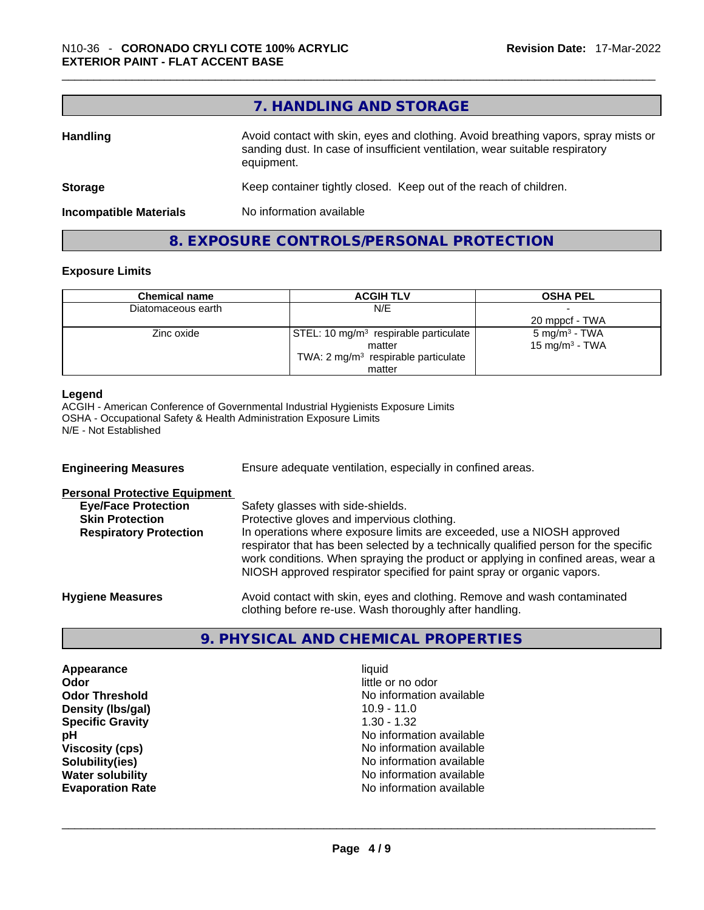## 7. HANDLING AND STORAGE

**Handling** Avoid contact with skin, eyes and clothing. Avoid breathing vapors, spray mists or sanding dust. In case of insufficient ventilation, wear suitable respiratory equipment.

**Storage** Keep container tightly closed. Keep out of the reach of children.

**Incompatible Materials** No information available

## 8. EXPOSURE CONTROLS/PERSONAL PROTECTION

### Exposure Limits

| Chemical name | ACGIH TLV | OSHA PEL |
|---|---|---|
| Diatomaceous earth | N/E | - <br> 20 mppcf - TWA |
| Zinc oxide | STEL: 10 mg/m³ respirable particulate matter <br> TWA: 2 mg/m³ respirable particulate matter | 5 mg/m³ - TWA <br> 15 mg/m³ - TWA |

**Legend**
ACGIH - American Conference of Governmental Industrial Hygienists Exposure Limits
OSHA - Occupational Safety & Health Administration Exposure Limits
N/E - Not Established

**Engineering Measures** Ensure adequate ventilation, especially in confined areas.

**Personal Protective Equipment**

- **Eye/Face Protection** Safety glasses with side-shields.
- **Skin Protection** Protective gloves and impervious clothing.
- **Respiratory Protection** In operations where exposure limits are exceeded, use a NIOSH approved respirator that has been selected by a technically qualified person for the specific work conditions. When spraying the product or applying in confined areas, wear a NIOSH approved respirator specified for paint spray or organic vapors.

**Hygiene Measures** Avoid contact with skin, eyes and clothing. Remove and wash contaminated clothing before re-use. Wash thoroughly after handling.

## 9. PHYSICAL AND CHEMICAL PROPERTIES

| | |
|---|---|
| **Appearance** | liquid |
| **Odor** | little or no odor |
| **Odor Threshold** | No information available |
| **Density (lbs/gal)** | 10.9 - 11.0 |
| **Specific Gravity** | 1.30 - 1.32 |
| **pH** | No information available |
| **Viscosity (cps)** | No information available |
| **Solubility(ies)** | No information available |
| **Water solubility** | No information available |
| **Evaporation Rate** | No information available |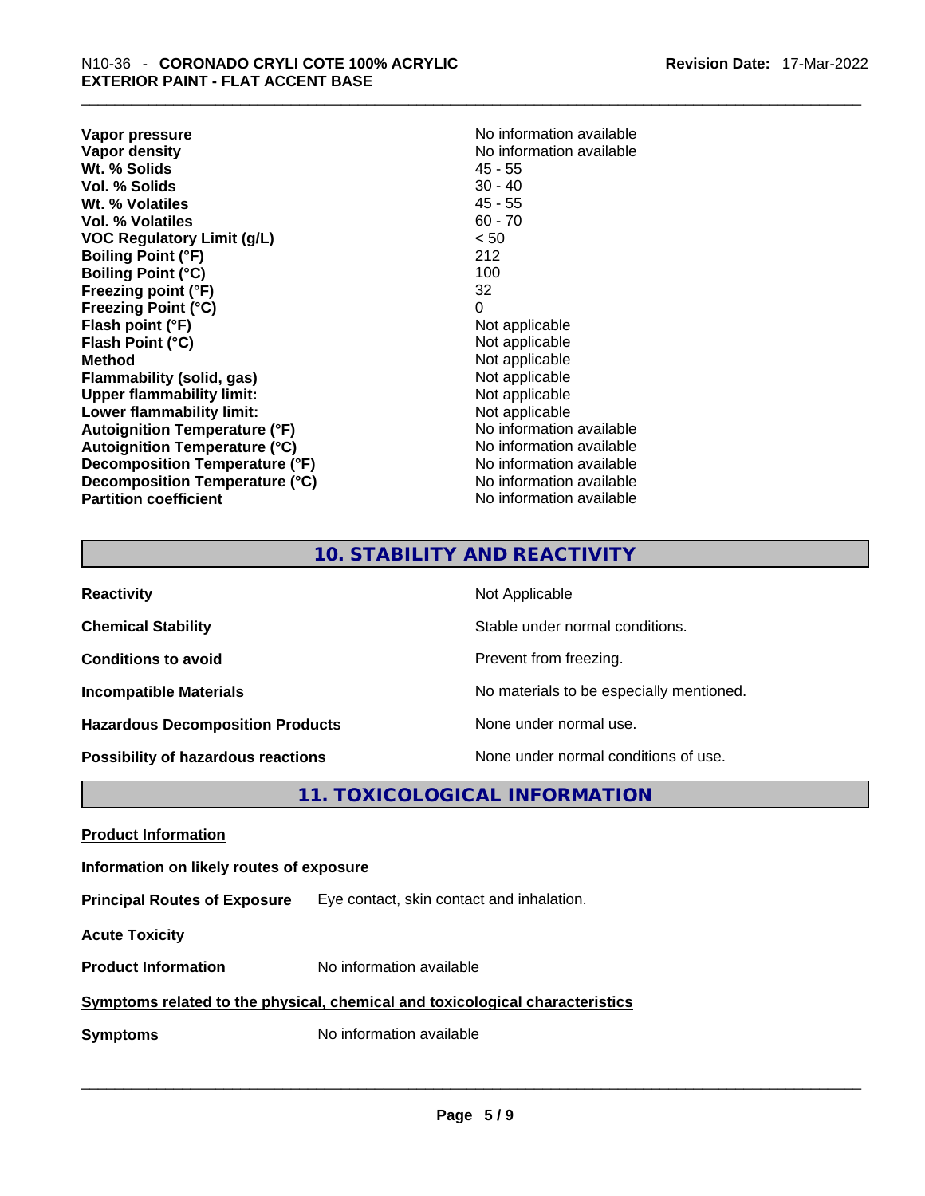| | |
|---|---|
| **Vapor pressure** | No information available |
| **Vapor density** | No information available |
| **Wt. % Solids** | 45 - 55 |
| **Vol. % Solids** | 30 - 40 |
| **Wt. % Volatiles** | 45 - 55 |
| **Vol. % Volatiles** | 60 - 70 |
| **VOC Regulatory Limit (g/L)** | < 50 |
| **Boiling Point (°F)** | 212 |
| **Boiling Point (°C)** | 100 |
| **Freezing point (°F)** | 32 |
| **Freezing Point (°C)** | 0 |
| **Flash point (°F)** | Not applicable |
| **Flash Point (°C)** | Not applicable |
| **Method** | Not applicable |
| **Flammability (solid, gas)** | Not applicable |
| **Upper flammability limit:** | Not applicable |
| **Lower flammability limit:** | Not applicable |
| **Autoignition Temperature (°F)** | No information available |
| **Autoignition Temperature (°C)** | No information available |
| **Decomposition Temperature (°F)** | No information available |
| **Decomposition Temperature (°C)** | No information available |
| **Partition coefficient** | No information available |

## 10. STABILITY AND REACTIVITY

| | |
|---|---|
| **Reactivity** | Not Applicable |
| **Chemical Stability** | Stable under normal conditions. |
| **Conditions to avoid** | Prevent from freezing. |
| **Incompatible Materials** | No materials to be especially mentioned. |
| **Hazardous Decomposition Products** | None under normal use. |
| **Possibility of hazardous reactions** | None under normal conditions of use. |

## 11. TOXICOLOGICAL INFORMATION

**Product Information**

**Information on likely routes of exposure**

**Principal Routes of Exposure** Eye contact, skin contact and inhalation.

**Acute Toxicity**

**Product Information** No information available

**Symptoms related to the physical, chemical and toxicological characteristics**

**Symptoms** No information available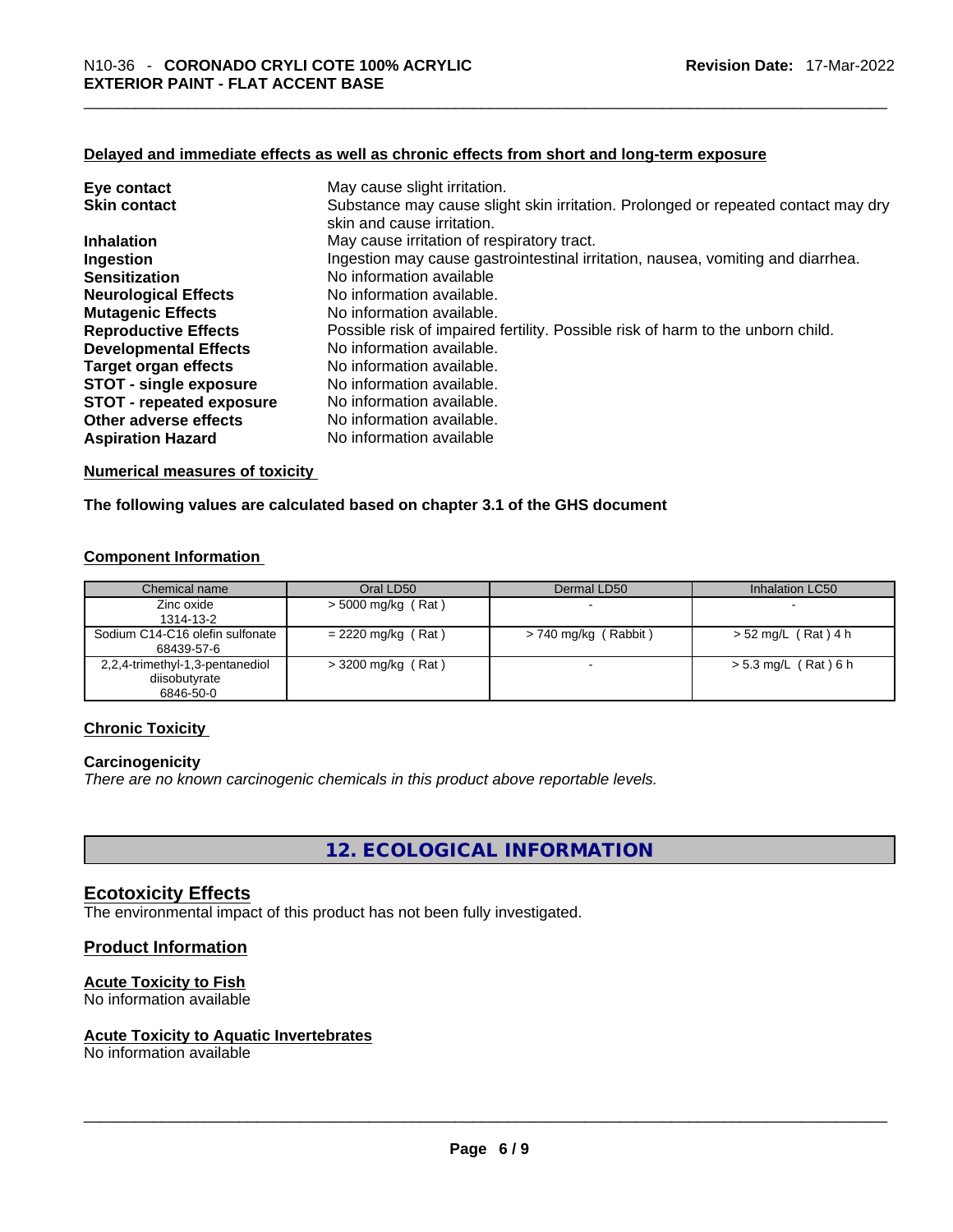**Delayed and immediate effects as well as chronic effects from short and long-term exposure**

| | |
|---|---|
| **Eye contact** | May cause slight irritation. |
| **Skin contact** | Substance may cause slight skin irritation. Prolonged or repeated contact may dry skin and cause irritation. |
| **Inhalation** | May cause irritation of respiratory tract. |
| **Ingestion** | Ingestion may cause gastrointestinal irritation, nausea, vomiting and diarrhea. |
| **Sensitization** | No information available |
| **Neurological Effects** | No information available. |
| **Mutagenic Effects** | No information available. |
| **Reproductive Effects** | Possible risk of impaired fertility. Possible risk of harm to the unborn child. |
| **Developmental Effects** | No information available. |
| **Target organ effects** | No information available. |
| **STOT - single exposure** | No information available. |
| **STOT - repeated exposure** | No information available. |
| **Other adverse effects** | No information available. |
| **Aspiration Hazard** | No information available |

**Numerical measures of toxicity**

**The following values are calculated based on chapter 3.1 of the GHS document**

**Component Information**

| Chemical name | Oral LD50 | Dermal LD50 | Inhalation LC50 |
|---|---|---|---|
| Zinc oxide<br>1314-13-2 | > 5000 mg/kg ( Rat ) | - | - |
| Sodium C14-C16 olefin sulfonate<br>68439-57-6 | = 2220 mg/kg ( Rat ) | > 740 mg/kg ( Rabbit ) | > 52 mg/L ( Rat ) 4 h |
| 2,2,4-trimethyl-1,3-pentanediol diisobutyrate<br>6846-50-0 | > 3200 mg/kg ( Rat ) | - | > 5.3 mg/L ( Rat ) 6 h |

**Chronic Toxicity**

**Carcinogenicity**

*There are no known carcinogenic chemicals in this product above reportable levels.*

## 12. ECOLOGICAL INFORMATION

### Ecotoxicity Effects

The environmental impact of this product has not been fully investigated.

### Product Information

**Acute Toxicity to Fish**

No information available

**Acute Toxicity to Aquatic Invertebrates**

No information available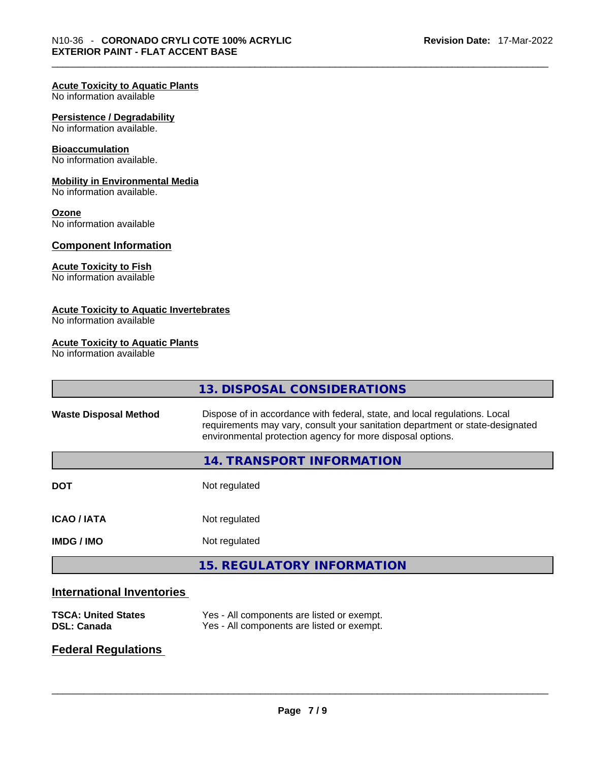**Acute Toxicity to Aquatic Plants**
No information available

**Persistence / Degradability**
No information available.

**Bioaccumulation**
No information available.

**Mobility in Environmental Media**
No information available.

**Ozone**
No information available

## Component Information

**Acute Toxicity to Fish**
No information available

**Acute Toxicity to Aquatic Invertebrates**
No information available

**Acute Toxicity to Aquatic Plants**
No information available

## 13. DISPOSAL CONSIDERATIONS

| | |
|---|---|
| **Waste Disposal Method** | Dispose of in accordance with federal, state, and local regulations. Local requirements may vary, consult your sanitation department or state-designated environmental protection agency for more disposal options. |

## 14. TRANSPORT INFORMATION

| | |
|---|---|
| **DOT** | Not regulated |
| **ICAO / IATA** | Not regulated |
| **IMDG / IMO** | Not regulated |

## 15. REGULATORY INFORMATION

### International Inventories

| | |
|---|---|
| **TSCA: United States** | Yes - All components are listed or exempt. |
| **DSL: Canada** | Yes - All components are listed or exempt. |

### Federal Regulations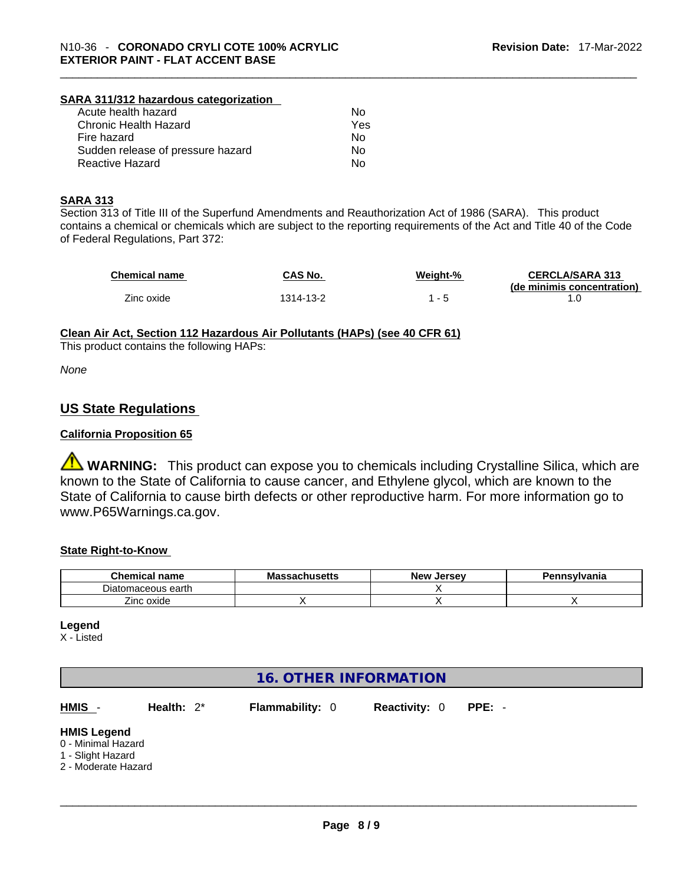**SARA 311/312 hazardous categorization**

| | |
|---|---|
| Acute health hazard | No |
| Chronic Health Hazard | Yes |
| Fire hazard | No |
| Sudden release of pressure hazard | No |
| Reactive Hazard | No |

**SARA 313**

Section 313 of Title III of the Superfund Amendments and Reauthorization Act of 1986 (SARA). This product contains a chemical or chemicals which are subject to the reporting requirements of the Act and Title 40 of the Code of Federal Regulations, Part 372:

| Chemical name | CAS No. | Weight-% | CERCLA/SARA 313 (de minimis concentration) |
|---|---|---|---|
| Zinc oxide | 1314-13-2 | 1 - 5 | 1.0 |

**Clean Air Act, Section 112 Hazardous Air Pollutants (HAPs) (see 40 CFR 61)**

This product contains the following HAPs:

*None*

## US State Regulations

**California Proposition 65**

⚠ **WARNING:** This product can expose you to chemicals including Crystalline Silica, which are known to the State of California to cause cancer, and Ethylene glycol, which are known to the State of California to cause birth defects or other reproductive harm. For more information go to www.P65Warnings.ca.gov.

**State Right-to-Know**

| Chemical name | Massachusetts | New Jersey | Pennsylvania |
|---|---|---|---|
| Diatomaceous earth | | X | |
| Zinc oxide | X | X | X |

**Legend**

X - Listed

## 16. OTHER INFORMATION

**HMIS** - **Health:** 2* **Flammability:** 0 **Reactivity:** 0 **PPE:** -

**HMIS Legend**

0 - Minimal Hazard
1 - Slight Hazard
2 - Moderate Hazard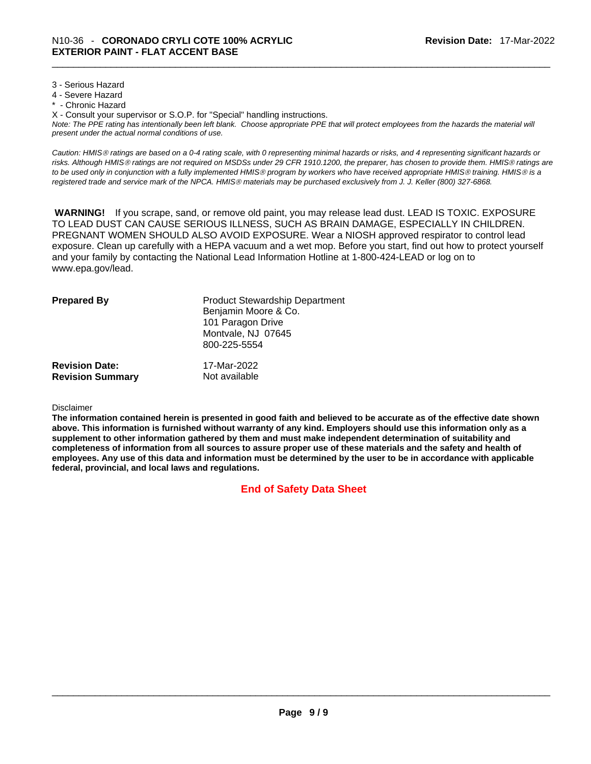3 - Serious Hazard
4 - Severe Hazard
* - Chronic Hazard
X - Consult your supervisor or S.O.P. for "Special" handling instructions.

*Note: The PPE rating has intentionally been left blank. Choose appropriate PPE that will protect employees from the hazards the material will present under the actual normal conditions of use.*

*Caution: HMIS® ratings are based on a 0-4 rating scale, with 0 representing minimal hazards or risks, and 4 representing significant hazards or risks. Although HMIS® ratings are not required on MSDSs under 29 CFR 1910.1200, the preparer, has chosen to provide them. HMIS® ratings are to be used only in conjunction with a fully implemented HMIS® program by workers who have received appropriate HMIS® training. HMIS® is a registered trade and service mark of the NPCA. HMIS® materials may be purchased exclusively from J. J. Keller (800) 327-6868.*

**WARNING!** If you scrape, sand, or remove old paint, you may release lead dust. LEAD IS TOXIC. EXPOSURE TO LEAD DUST CAN CAUSE SERIOUS ILLNESS, SUCH AS BRAIN DAMAGE, ESPECIALLY IN CHILDREN. PREGNANT WOMEN SHOULD ALSO AVOID EXPOSURE. Wear a NIOSH approved respirator to control lead exposure. Clean up carefully with a HEPA vacuum and a wet mop. Before you start, find out how to protect yourself and your family by contacting the National Lead Information Hotline at 1-800-424-LEAD or log on to www.epa.gov/lead.

| | |
|---|---|
| **Prepared By** | Product Stewardship Department<br>Benjamin Moore & Co.<br>101 Paragon Drive<br>Montvale, NJ 07645<br>800-225-5554 |
| **Revision Date:** | 17-Mar-2022 |
| **Revision Summary** | Not available |

Disclaimer

**The information contained herein is presented in good faith and believed to be accurate as of the effective date shown above. This information is furnished without warranty of any kind. Employers should use this information only as a supplement to other information gathered by them and must make independent determination of suitability and completeness of information from all sources to assure proper use of these materials and the safety and health of employees. Any use of this data and information must be determined by the user to be in accordance with applicable federal, provincial, and local laws and regulations.**

**End of Safety Data Sheet**